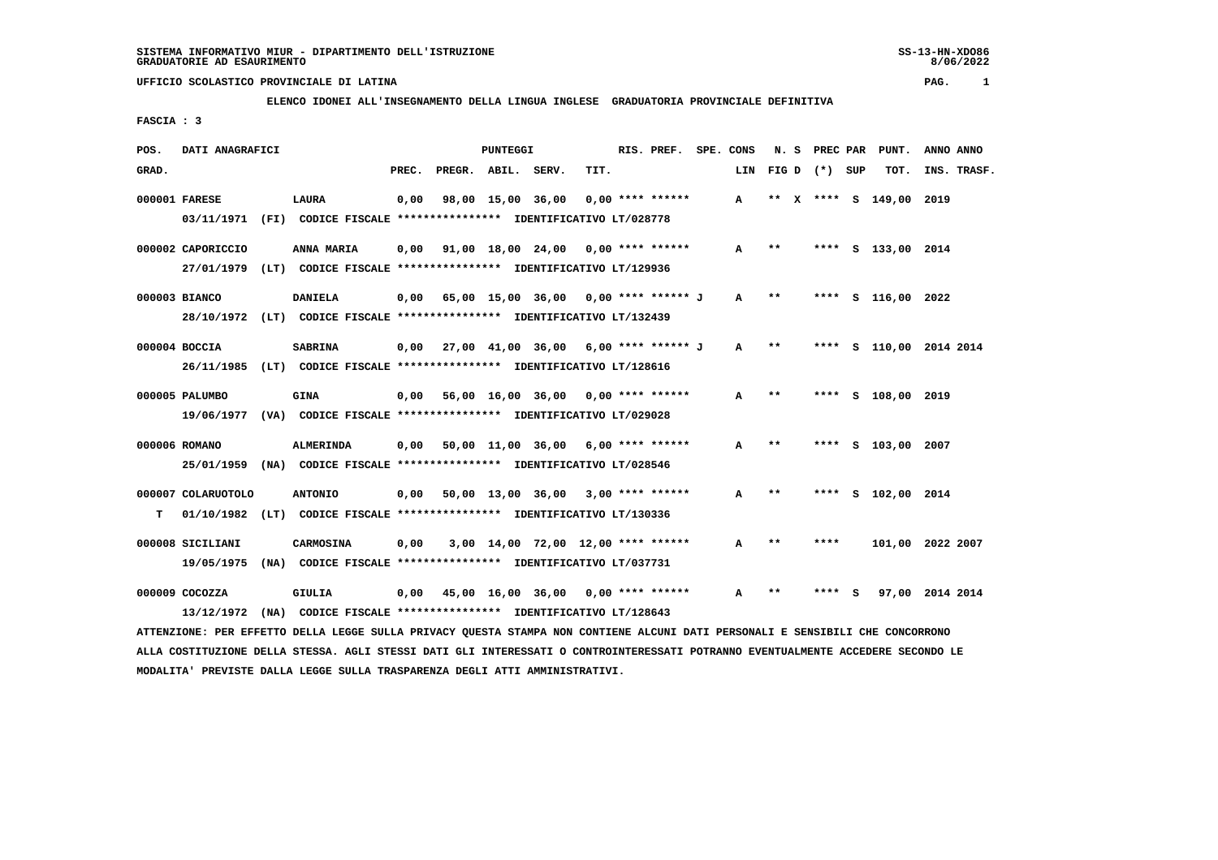SISTEMA INFORMATIVO MIUR - DIPARTIMENTO DELL'ISTRUZIONE
GRADUATORIE AD ESAURIMENTO

SS-13-HN-XDO86
8/06/2022

UFFICIO SCOLASTICO PROVINCIALE DI LATINA

ELENCO IDONEI ALL'INSEGNAMENTO DELLA LINGUA INGLESE GRADUATORIA PROVINCIALE DEFINITIVA

FASCIA : 3

| POS. GRAD. | DATI ANAGRAFICI | | PREC. | PREGR. | ABIL. | SERV. | TIT. | RIS. PREF. | SPE. CONS LIN | N. S FIG D | PREC PAR (*) | SUP | PUNT. TOT. | ANNO INS. | ANNO TRASF. |
|---|---|---|---|---|---|---|---|---|---|---|---|---|---|---|---|
| 000001 | FARESE | LAURA | 0,00 | 98,00 | 15,00 | 36,00 | 0,00 | **** ****** | A | ** X | **** | S | 149,00 | 2019 | |
| | 03/11/1971 (FI) CODICE FISCALE **************** IDENTIFICATIVO LT/028778 | | | | | | | | | | | | | | |
| 000002 | CAPORICCIO | ANNA MARIA | 0,00 | 91,00 | 18,00 | 24,00 | 0,00 | **** ****** | A | ** | **** | S | 133,00 | 2014 | |
| | 27/01/1979 (LT) CODICE FISCALE **************** IDENTIFICATIVO LT/129936 | | | | | | | | | | | | | | |
| 000003 | BIANCO | DANIELA | 0,00 | 65,00 | 15,00 | 36,00 | 0,00 | **** ****** J | A | ** | **** | S | 116,00 | 2022 | |
| | 28/10/1972 (LT) CODICE FISCALE **************** IDENTIFICATIVO LT/132439 | | | | | | | | | | | | | | |
| 000004 | BOCCIA | SABRINA | 0,00 | 27,00 | 41,00 | 36,00 | 6,00 | **** ****** J | A | ** | **** | S | 110,00 | 2014 | 2014 |
| | 26/11/1985 (LT) CODICE FISCALE **************** IDENTIFICATIVO LT/128616 | | | | | | | | | | | | | | |
| 000005 | PALUMBO | GINA | 0,00 | 56,00 | 16,00 | 36,00 | 0,00 | **** ****** | A | ** | **** | S | 108,00 | 2019 | |
| | 19/06/1977 (VA) CODICE FISCALE **************** IDENTIFICATIVO LT/029028 | | | | | | | | | | | | | | |
| 000006 | ROMANO | ALMERINDA | 0,00 | 50,00 | 11,00 | 36,00 | 6,00 | **** ****** | A | ** | **** | S | 103,00 | 2007 | |
| | 25/01/1959 (NA) CODICE FISCALE **************** IDENTIFICATIVO LT/028546 | | | | | | | | | | | | | | |
| 000007 | COLARUOTOLO | ANTONIO | 0,00 | 50,00 | 13,00 | 36,00 | 3,00 | **** ****** | A | ** | **** | S | 102,00 | 2014 | |
| T | 01/10/1982 (LT) CODICE FISCALE **************** IDENTIFICATIVO LT/130336 | | | | | | | | | | | | | | |
| 000008 | SICILIANI | CARMOSINA | 0,00 | 3,00 | 14,00 | 72,00 | 12,00 | **** ****** | A | ** | **** | | 101,00 | 2022 | 2007 |
| | 19/05/1975 (NA) CODICE FISCALE **************** IDENTIFICATIVO LT/037731 | | | | | | | | | | | | | | |
| 000009 | COCOZZA | GIULIA | 0,00 | 45,00 | 16,00 | 36,00 | 0,00 | **** ****** | A | ** | **** | S | 97,00 | 2014 | 2014 |
| | 13/12/1972 (NA) CODICE FISCALE **************** IDENTIFICATIVO LT/128643 | | | | | | | | | | | | | | |

ATTENZIONE: PER EFFETTO DELLA LEGGE SULLA PRIVACY QUESTA STAMPA NON CONTIENE ALCUNI DATI PERSONALI E SENSIBILI CHE CONCORRONO ALLA COSTITUZIONE DELLA STESSA. AGLI STESSI DATI GLI INTERESSATI O CONTROINTERESSATI POTRANNO EVENTUALMENTE ACCEDERE SECONDO LE MODALITA' PREVISTE DALLA LEGGE SULLA TRASPARENZA DEGLI ATTI AMMINISTRATIVI.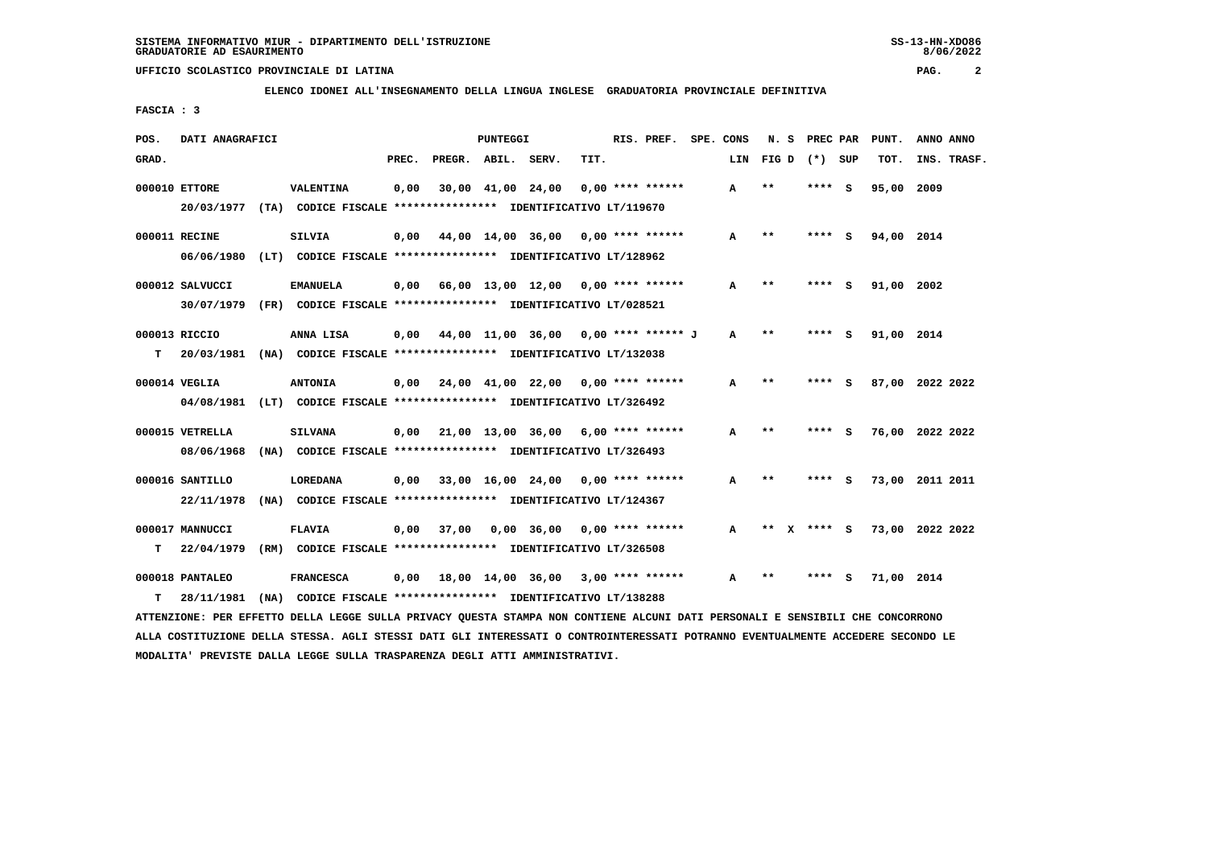SISTEMA INFORMATIVO MIUR - DIPARTIMENTO DELL'ISTRUZIONE
GRADUATORIE AD ESAURIMENTO

UFFICIO SCOLASTICO PROVINCIALE DI LATINA

**ELENCO IDONEI ALL'INSEGNAMENTO DELLA LINGUA INGLESE GRADUATORIA PROVINCIALE DEFINITIVA**

FASCIA : 3

| POS. GRAD. | DATI ANAGRAFICI | | PREC. | PREGR. | ABIL. | SERV. | TIT. | RIS. PREF. | SPE. CONS | LIN | N. S FIG D | PREC PAR (*) | SUP | PUNT. TOT. | ANNO INS. | ANNO TRASF. |
|---|---|---|---|---|---|---|---|---|---|---|---|---|---|---|---|---|
| 000010 | ETTORE | VALENTINA | 0,00 | 30,00 | 41,00 | 24,00 | 0,00 | **** ****** | | A | ** | **** | S | 95,00 | 2009 | |
| | 20/03/1977 (TA) CODICE FISCALE **************** IDENTIFICATIVO LT/119670 | | | | | | | | | | | | | | | |
| 000011 | RECINE | SILVIA | 0,00 | 44,00 | 14,00 | 36,00 | 0,00 | **** ****** | | A | ** | **** | S | 94,00 | 2014 | |
| | 06/06/1980 (LT) CODICE FISCALE **************** IDENTIFICATIVO LT/128962 | | | | | | | | | | | | | | | |
| 000012 | SALVUCCI | EMANUELA | 0,00 | 66,00 | 13,00 | 12,00 | 0,00 | **** ****** | | A | ** | **** | S | 91,00 | 2002 | |
| | 30/07/1979 (FR) CODICE FISCALE **************** IDENTIFICATIVO LT/028521 | | | | | | | | | | | | | | | |
| 000013 | RICCIO | ANNA LISA | 0,00 | 44,00 | 11,00 | 36,00 | 0,00 | **** ****** J | | A | ** | **** | S | 91,00 | 2014 | |
| T | 20/03/1981 (NA) CODICE FISCALE **************** IDENTIFICATIVO LT/132038 | | | | | | | | | | | | | | | |
| 000014 | VEGLIA | ANTONIA | 0,00 | 24,00 | 41,00 | 22,00 | 0,00 | **** ****** | | A | ** | **** | S | 87,00 | 2022 | 2022 |
| | 04/08/1981 (LT) CODICE FISCALE **************** IDENTIFICATIVO LT/326492 | | | | | | | | | | | | | | | |
| 000015 | VETRELLA | SILVANA | 0,00 | 21,00 | 13,00 | 36,00 | 6,00 | **** ****** | | A | ** | **** | S | 76,00 | 2022 | 2022 |
| | 08/06/1968 (NA) CODICE FISCALE **************** IDENTIFICATIVO LT/326493 | | | | | | | | | | | | | | | |
| 000016 | SANTILLO | LOREDANA | 0,00 | 33,00 | 16,00 | 24,00 | 0,00 | **** ****** | | A | ** | **** | S | 73,00 | 2011 | 2011 |
| | 22/11/1978 (NA) CODICE FISCALE **************** IDENTIFICATIVO LT/124367 | | | | | | | | | | | | | | | |
| 000017 | MANNUCCI | FLAVIA | 0,00 | 37,00 | 0,00 | 36,00 | 0,00 | **** ****** | | A | ** X | **** | S | 73,00 | 2022 | 2022 |
| T | 22/04/1979 (RM) CODICE FISCALE **************** IDENTIFICATIVO LT/326508 | | | | | | | | | | | | | | | |
| 000018 | PANTALEO | FRANCESCA | 0,00 | 18,00 | 14,00 | 36,00 | 3,00 | **** ****** | | A | ** | **** | S | 71,00 | 2014 | |
| T | 28/11/1981 (NA) CODICE FISCALE **************** IDENTIFICATIVO LT/138288 | | | | | | | | | | | | | | | |

ATTENZIONE: PER EFFETTO DELLA LEGGE SULLA PRIVACY QUESTA STAMPA NON CONTIENE ALCUNI DATI PERSONALI E SENSIBILI CHE CONCORRONO ALLA COSTITUZIONE DELLA STESSA. AGLI STESSI DATI GLI INTERESSATI O CONTROINTERESSATI POTRANNO EVENTUALMENTE ACCEDERE SECONDO LE MODALITA' PREVISTE DALLA LEGGE SULLA TRASPARENZA DEGLI ATTI AMMINISTRATIVI.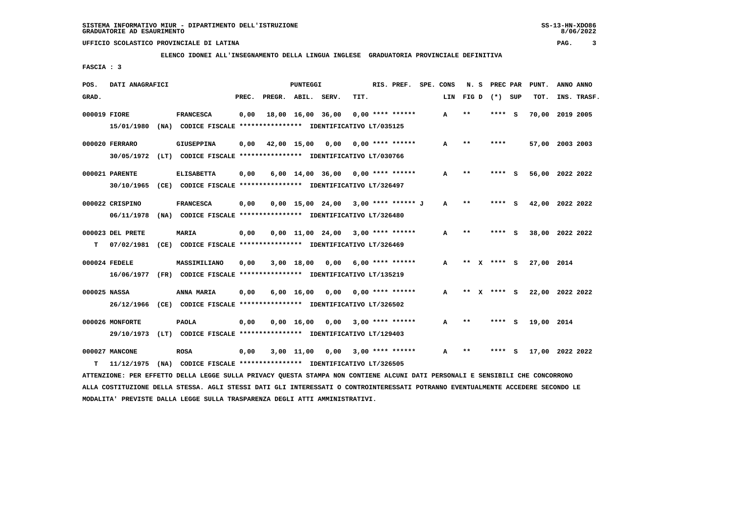UFFICIO SCOLASTICO PROVINCIALE DI LATINA

**ELENCO IDONEI ALL'INSEGNAMENTO DELLA LINGUA INGLESE GRADUATORIA PROVINCIALE DEFINITIVA**

FASCIA : 3

| POS. GRAD. | DATI ANAGRAFICI | | PREC. | PREGR. | ABIL. | SERV. | TIT. | RIS. PREF. | SPE. CONS LIN | N. S FIG D | PREC PAR (*) SUP | PUNT. TOT. | ANNO INS. | ANNO TRASF. |
|---|---|---|---|---|---|---|---|---|---|---|---|---|---|---|
| 000019 | FIORE 15/01/1980 (NA) CODICE FISCALE **************** IDENTIFICATIVO LT/035125 | FRANCESCA | 0,00 | 18,00 | 16,00 | 36,00 | 0,00 | **** ****** | A | ** | **** S | 70,00 | 2019 | 2005 |
| 000020 | FERRARO 30/05/1972 (LT) CODICE FISCALE **************** IDENTIFICATIVO LT/030766 | GIUSEPPINA | 0,00 | 42,00 | 15,00 | 0,00 | 0,00 | **** ****** | A | ** | **** | 57,00 | 2003 | 2003 |
| 000021 | PARENTE 30/10/1965 (CE) CODICE FISCALE **************** IDENTIFICATIVO LT/326497 | ELISABETTA | 0,00 | 6,00 | 14,00 | 36,00 | 0,00 | **** ****** | A | ** | **** S | 56,00 | 2022 | 2022 |
| 000022 | CRISPINO 06/11/1978 (NA) CODICE FISCALE **************** IDENTIFICATIVO LT/326480 | FRANCESCA | 0,00 | 0,00 | 15,00 | 24,00 | 3,00 | **** ****** J | A | ** | **** S | 42,00 | 2022 | 2022 |
| 000023 | DEL PRETE T 07/02/1981 (CE) CODICE FISCALE **************** IDENTIFICATIVO LT/326469 | MARIA | 0,00 | 0,00 | 11,00 | 24,00 | 3,00 | **** ****** | A | ** | **** S | 38,00 | 2022 | 2022 |
| 000024 | FEDELE 16/06/1977 (FR) CODICE FISCALE **************** IDENTIFICATIVO LT/135219 | MASSIMILIANO | 0,00 | 3,00 | 18,00 | 0,00 | 6,00 | **** ****** | A | ** X | **** S | 27,00 | 2014 | |
| 000025 | NASSA 26/12/1966 (CE) CODICE FISCALE **************** IDENTIFICATIVO LT/326502 | ANNA MARIA | 0,00 | 6,00 | 16,00 | 0,00 | 0,00 | **** ****** | A | ** X | **** S | 22,00 | 2022 | 2022 |
| 000026 | MONFORTE 29/10/1973 (LT) CODICE FISCALE **************** IDENTIFICATIVO LT/129403 | PAOLA | 0,00 | 0,00 | 16,00 | 0,00 | 3,00 | **** ****** | A | ** | **** S | 19,00 | 2014 | |
| 000027 | MANCONE T 11/12/1975 (NA) CODICE FISCALE **************** IDENTIFICATIVO LT/326505 | ROSA | 0,00 | 3,00 | 11,00 | 0,00 | 3,00 | **** ****** | A | ** | **** S | 17,00 | 2022 | 2022 |

ATTENZIONE: PER EFFETTO DELLA LEGGE SULLA PRIVACY QUESTA STAMPA NON CONTIENE ALCUNI DATI PERSONALI E SENSIBILI CHE CONCORRONO ALLA COSTITUZIONE DELLA STESSA. AGLI STESSI DATI GLI INTERESSATI O CONTROINTERESSATI POTRANNO EVENTUALMENTE ACCEDERE SECONDO LE MODALITA' PREVISTE DALLA LEGGE SULLA TRASPARENZA DEGLI ATTI AMMINISTRATIVI.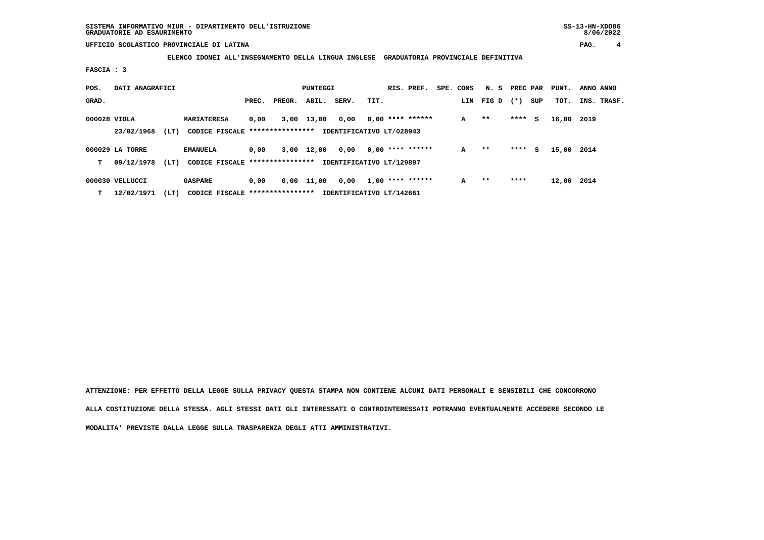SISTEMA INFORMATIVO MIUR - DIPARTIMENTO DELL'ISTRUZIONE
GRADUATORIE AD ESAURIMENTO

UFFICIO SCOLASTICO PROVINCIALE DI LATINA

**ELENCO IDONEI ALL'INSEGNAMENTO DELLA LINGUA INGLESE GRADUATORIA PROVINCIALE DEFINITIVA**

**FASCIA : 3**

| POS. GRAD. | DATI ANAGRAFICI | | PUNTEGGI PREC. | PREGR. | ABIL. | SERV. | TIT. | RIS. PREF. | SPE. CONS LIN | N. S FIG D | PREC (*) | PAR SUP | PUNT. TOT. | ANNO INS. | ANNO TRASF. |
|---|---|---|---|---|---|---|---|---|---|---|---|---|---|---|---|
| 000028 | VIOLA | MARIATERESA | 0,00 | 3,00 | 13,00 | 0,00 | 0,00 | **** ****** | A | ** | **** | S | 16,00 | 2019 | |
| | 23/02/1968 (LT) | CODICE FISCALE **************** IDENTIFICATIVO LT/028943 | | | | | | | | | | | | | |
| 000029 | LA TORRE | EMANUELA | 0,00 | 3,00 | 12,00 | 0,00 | 0,00 | **** ****** | A | ** | **** | S | 15,00 | 2014 | |
| T | 09/12/1978 (LT) | CODICE FISCALE **************** IDENTIFICATIVO LT/129897 | | | | | | | | | | | | | |
| 000030 | VELLUCCI | GASPARE | 0,00 | 0,00 | 11,00 | 0,00 | 1,00 | **** ****** | A | ** | **** | | 12,00 | 2014 | |
| T | 12/02/1971 (LT) | CODICE FISCALE **************** IDENTIFICATIVO LT/142661 | | | | | | | | | | | | | |

ATTENZIONE: PER EFFETTO DELLA LEGGE SULLA PRIVACY QUESTA STAMPA NON CONTIENE ALCUNI DATI PERSONALI E SENSIBILI CHE CONCORRONO ALLA COSTITUZIONE DELLA STESSA. AGLI STESSI DATI GLI INTERESSATI O CONTROINTERESSATI POTRANNO EVENTUALMENTE ACCEDERE SECONDO LE MODALITA' PREVISTE DALLA LEGGE SULLA TRASPARENZA DEGLI ATTI AMMINISTRATIVI.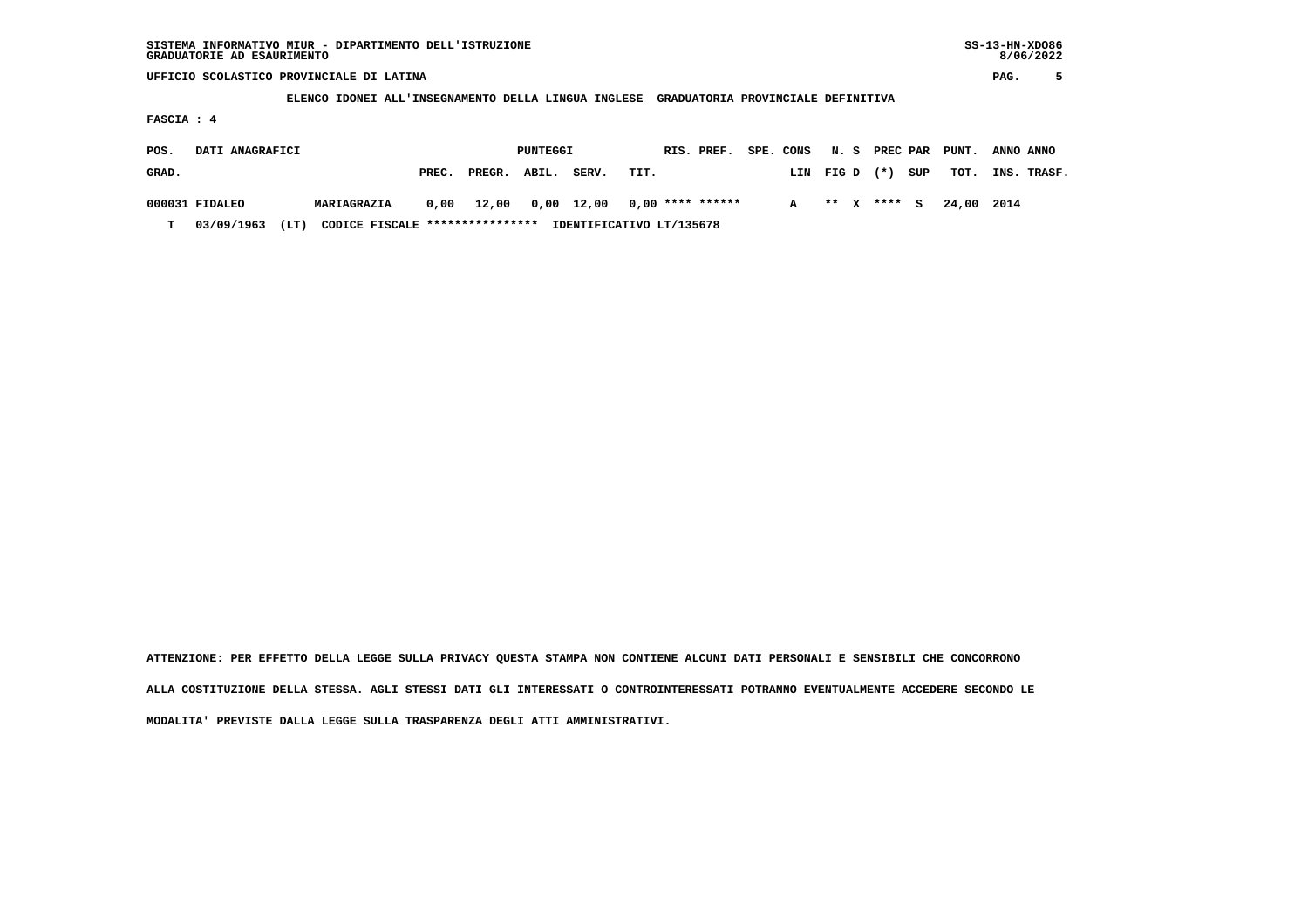SISTEMA INFORMATIVO MIUR - DIPARTIMENTO DELL'ISTRUZIONE
GRADUATORIE AD ESAURIMENTO

UFFICIO SCOLASTICO PROVINCIALE DI LATINA

ELENCO IDONEI ALL'INSEGNAMENTO DELLA LINGUA INGLESE GRADUATORIA PROVINCIALE DEFINITIVA

FASCIA : 4

| POS. GRAD. | DATI ANAGRAFICI | | PUNTEGGI PREC. | PREGR. | ABIL. | SERV. | TIT. | RIS. PREF. | SPE. CONS LIN | N. S FIG D | PREC PAR (*) SUP | PUNT. TOT. | ANNO INS. | ANNO TRASF. |
|---|---|---|---|---|---|---|---|---|---|---|---|---|---|---|
| 000031 | FIDALEO | MARIAGRAZIA | 0,00 | 12,00 | 0,00 | 12,00 | 0,00 | **** ****** | A | ** X | **** S | 24,00 | 2014 | |
| T | 03/09/1963 (LT) | CODICE FISCALE **************** | IDENTIFICATIVO LT/135678 | | | | | | | | | | | |

ATTENZIONE: PER EFFETTO DELLA LEGGE SULLA PRIVACY QUESTA STAMPA NON CONTIENE ALCUNI DATI PERSONALI E SENSIBILI CHE CONCORRONO ALLA COSTITUZIONE DELLA STESSA. AGLI STESSI DATI GLI INTERESSATI O CONTROINTERESSATI POTRANNO EVENTUALMENTE ACCEDERE SECONDO LE MODALITA' PREVISTE DALLA LEGGE SULLA TRASPARENZA DEGLI ATTI AMMINISTRATIVI.